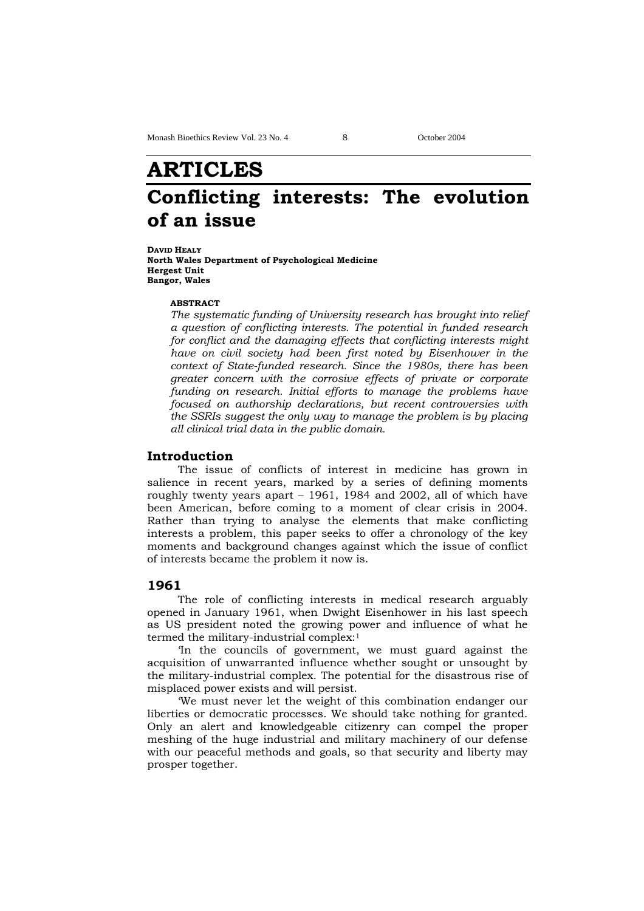# ARTICLES

# Conflicting interests: The evolution of an issue

**DAVID HEALY**
**North Wales Department of Psychological Medicine**
**Hergest Unit**
**Bangor, Wales**

**ABSTRACT**

*The systematic funding of University research has brought into relief a question of conflicting interests. The potential in funded research for conflict and the damaging effects that conflicting interests might have on civil society had been first noted by Eisenhower in the context of State-funded research. Since the 1980s, there has been greater concern with the corrosive effects of private or corporate funding on research. Initial efforts to manage the problems have focused on authorship declarations, but recent controversies with the SSRIs suggest the only way to manage the problem is by placing all clinical trial data in the public domain.*

## Introduction

The issue of conflicts of interest in medicine has grown in salience in recent years, marked by a series of defining moments roughly twenty years apart – 1961, 1984 and 2002, all of which have been American, before coming to a moment of clear crisis in 2004. Rather than trying to analyse the elements that make conflicting interests a problem, this paper seeks to offer a chronology of the key moments and background changes against which the issue of conflict of interests became the problem it now is.

## 1961

The role of conflicting interests in medical research arguably opened in January 1961, when Dwight Eisenhower in his last speech as US president noted the growing power and influence of what he termed the military-industrial complex:[1]

'In the councils of government, we must guard against the acquisition of unwarranted influence whether sought or unsought by the military-industrial complex. The potential for the disastrous rise of misplaced power exists and will persist.

'We must never let the weight of this combination endanger our liberties or democratic processes. We should take nothing for granted. Only an alert and knowledgeable citizenry can compel the proper meshing of the huge industrial and military machinery of our defense with our peaceful methods and goals, so that security and liberty may prosper together.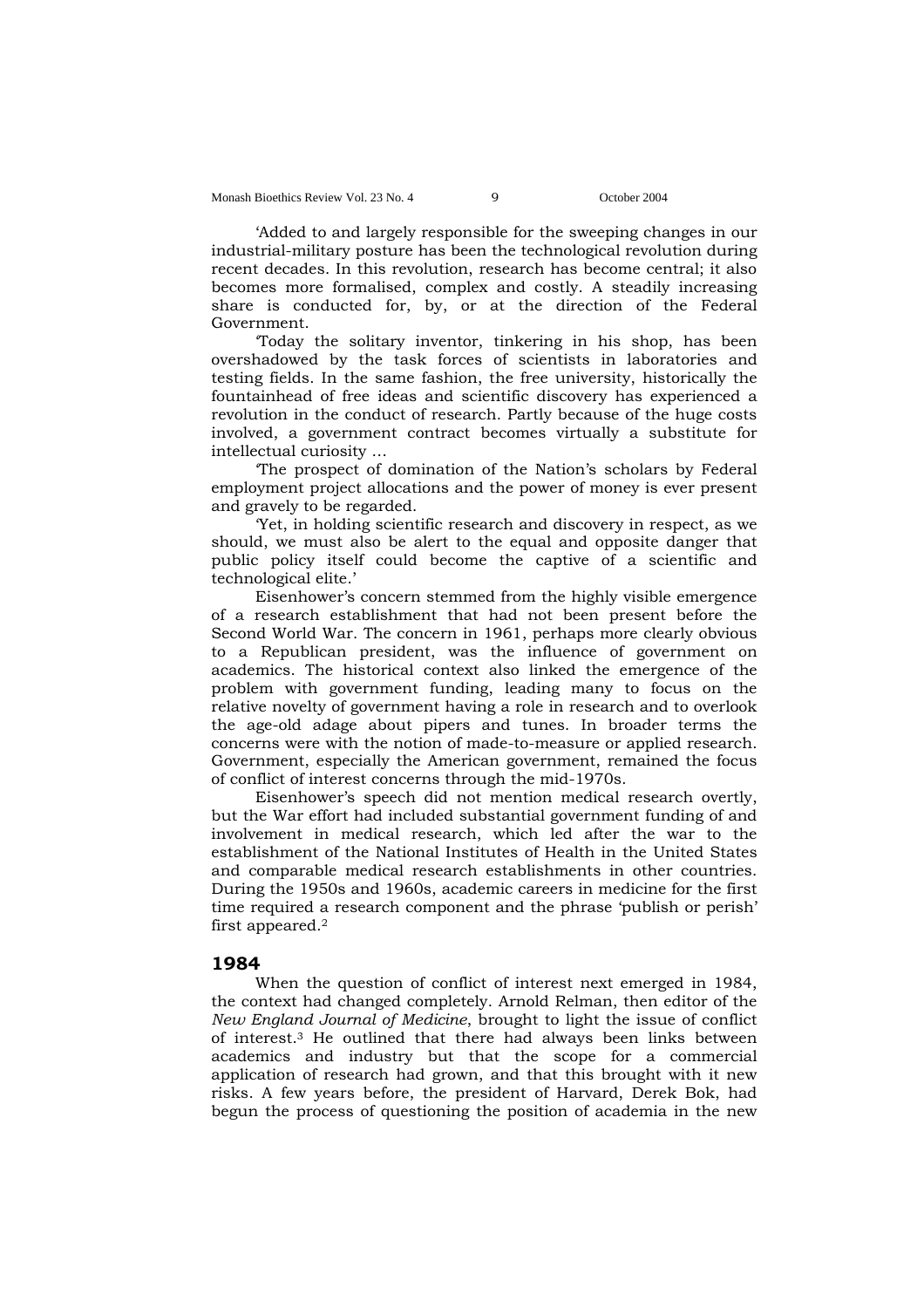'Added to and largely responsible for the sweeping changes in our industrial-military posture has been the technological revolution during recent decades. In this revolution, research has become central; it also becomes more formalised, complex and costly. A steadily increasing share is conducted for, by, or at the direction of the Federal Government.

'Today the solitary inventor, tinkering in his shop, has been overshadowed by the task forces of scientists in laboratories and testing fields. In the same fashion, the free university, historically the fountainhead of free ideas and scientific discovery has experienced a revolution in the conduct of research. Partly because of the huge costs involved, a government contract becomes virtually a substitute for intellectual curiosity …

'The prospect of domination of the Nation's scholars by Federal employment project allocations and the power of money is ever present and gravely to be regarded.

'Yet, in holding scientific research and discovery in respect, as we should, we must also be alert to the equal and opposite danger that public policy itself could become the captive of a scientific and technological elite.'

Eisenhower's concern stemmed from the highly visible emergence of a research establishment that had not been present before the Second World War. The concern in 1961, perhaps more clearly obvious to a Republican president, was the influence of government on academics. The historical context also linked the emergence of the problem with government funding, leading many to focus on the relative novelty of government having a role in research and to overlook the age-old adage about pipers and tunes. In broader terms the concerns were with the notion of made-to-measure or applied research. Government, especially the American government, remained the focus of conflict of interest concerns through the mid-1970s.

Eisenhower's speech did not mention medical research overtly, but the War effort had included substantial government funding of and involvement in medical research, which led after the war to the establishment of the National Institutes of Health in the United States and comparable medical research establishments in other countries. During the 1950s and 1960s, academic careers in medicine for the first time required a research component and the phrase 'publish or perish' first appeared.[2]

## 1984

When the question of conflict of interest next emerged in 1984, the context had changed completely. Arnold Relman, then editor of the *New England Journal of Medicine*, brought to light the issue of conflict of interest.[3] He outlined that there had always been links between academics and industry but that the scope for a commercial application of research had grown, and that this brought with it new risks. A few years before, the president of Harvard, Derek Bok, had begun the process of questioning the position of academia in the new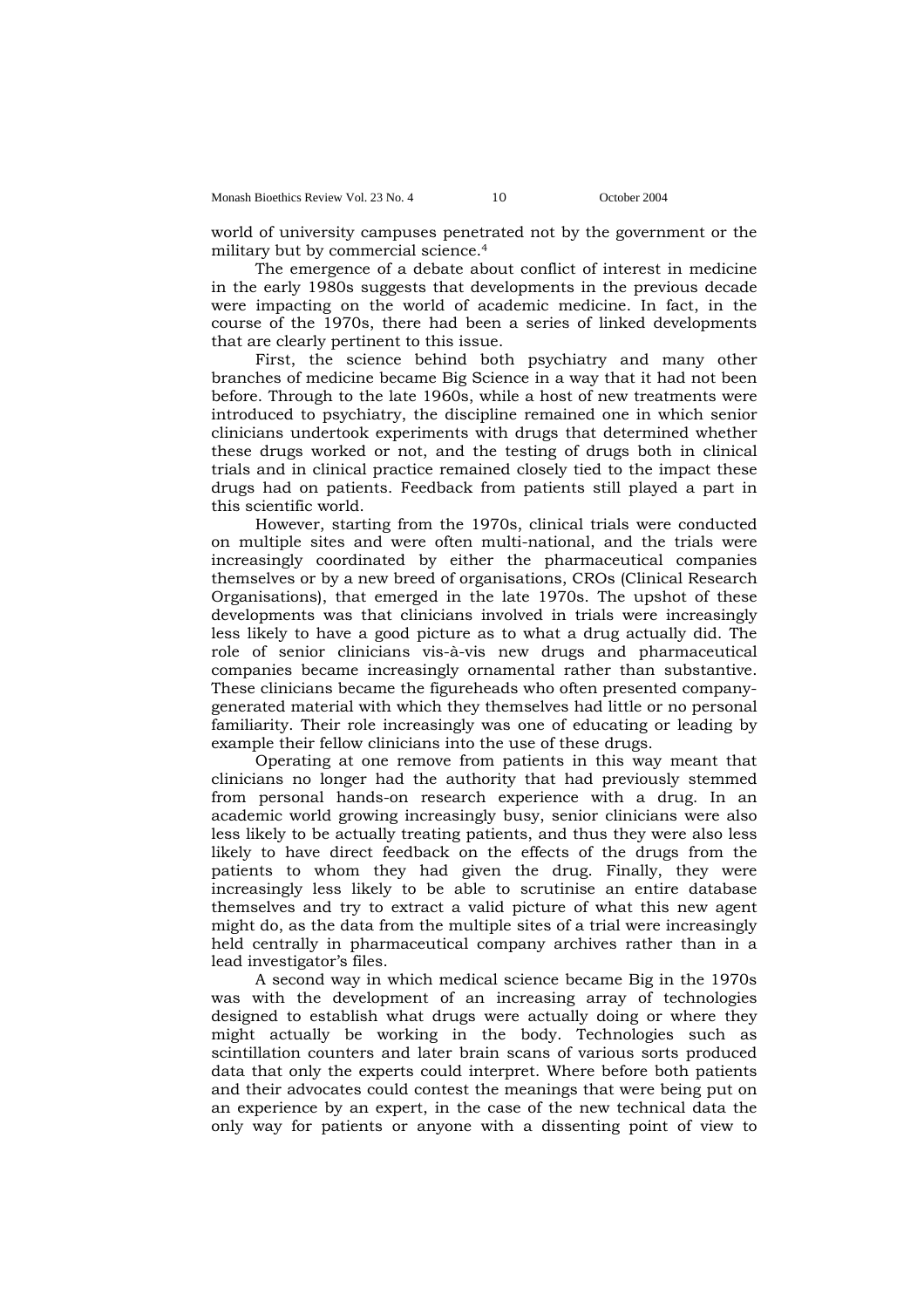world of university campuses penetrated not by the government or the military but by commercial science.[4]

The emergence of a debate about conflict of interest in medicine in the early 1980s suggests that developments in the previous decade were impacting on the world of academic medicine. In fact, in the course of the 1970s, there had been a series of linked developments that are clearly pertinent to this issue.

First, the science behind both psychiatry and many other branches of medicine became Big Science in a way that it had not been before. Through to the late 1960s, while a host of new treatments were introduced to psychiatry, the discipline remained one in which senior clinicians undertook experiments with drugs that determined whether these drugs worked or not, and the testing of drugs both in clinical trials and in clinical practice remained closely tied to the impact these drugs had on patients. Feedback from patients still played a part in this scientific world.

However, starting from the 1970s, clinical trials were conducted on multiple sites and were often multi-national, and the trials were increasingly coordinated by either the pharmaceutical companies themselves or by a new breed of organisations, CROs (Clinical Research Organisations), that emerged in the late 1970s. The upshot of these developments was that clinicians involved in trials were increasingly less likely to have a good picture as to what a drug actually did. The role of senior clinicians vis-à-vis new drugs and pharmaceutical companies became increasingly ornamental rather than substantive. These clinicians became the figureheads who often presented company-generated material with which they themselves had little or no personal familiarity. Their role increasingly was one of educating or leading by example their fellow clinicians into the use of these drugs.

Operating at one remove from patients in this way meant that clinicians no longer had the authority that had previously stemmed from personal hands-on research experience with a drug. In an academic world growing increasingly busy, senior clinicians were also less likely to be actually treating patients, and thus they were also less likely to have direct feedback on the effects of the drugs from the patients to whom they had given the drug. Finally, they were increasingly less likely to be able to scrutinise an entire database themselves and try to extract a valid picture of what this new agent might do, as the data from the multiple sites of a trial were increasingly held centrally in pharmaceutical company archives rather than in a lead investigator's files.

A second way in which medical science became Big in the 1970s was with the development of an increasing array of technologies designed to establish what drugs were actually doing or where they might actually be working in the body. Technologies such as scintillation counters and later brain scans of various sorts produced data that only the experts could interpret. Where before both patients and their advocates could contest the meanings that were being put on an experience by an expert, in the case of the new technical data the only way for patients or anyone with a dissenting point of view to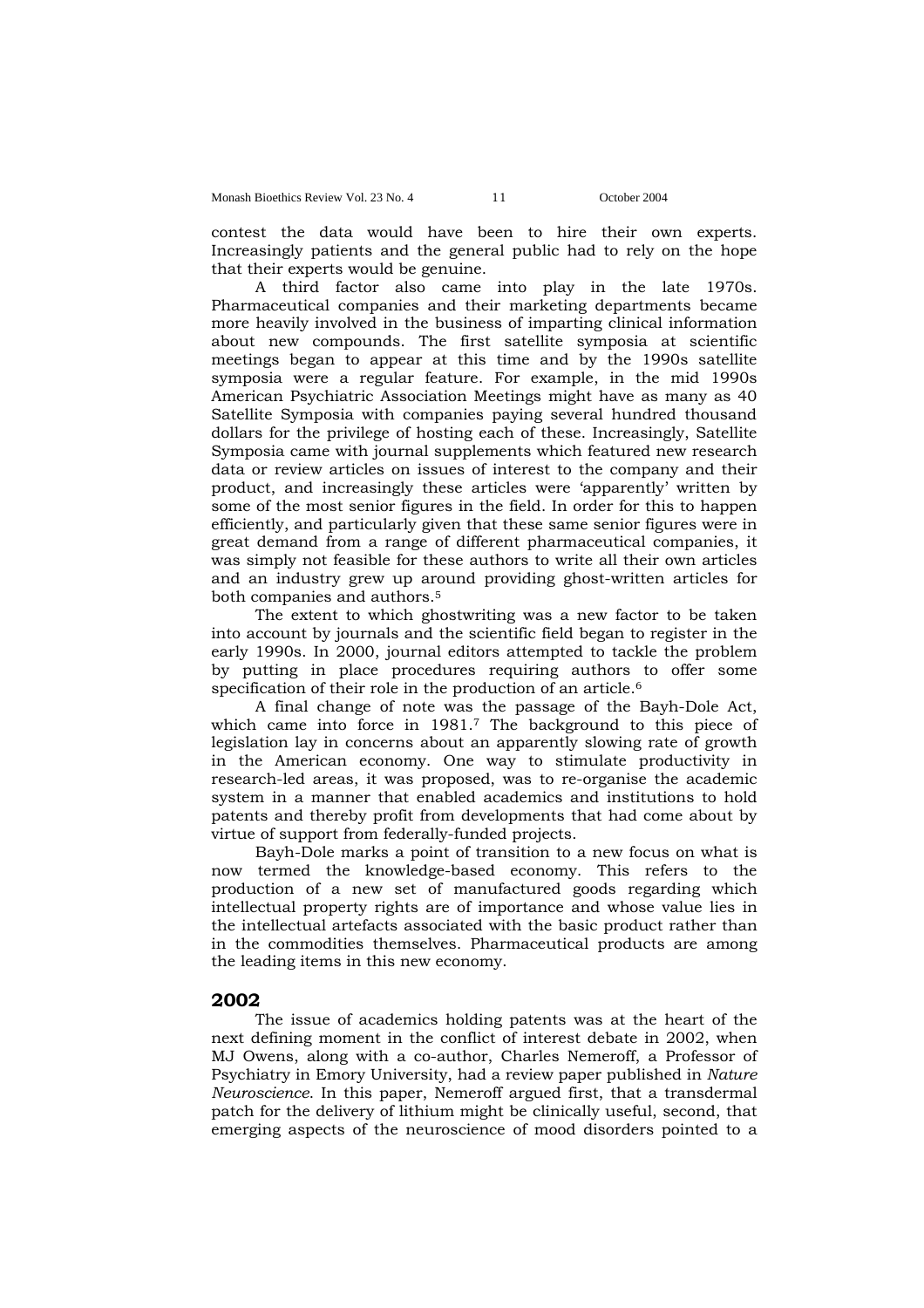contest the data would have been to hire their own experts. Increasingly patients and the general public had to rely on the hope that their experts would be genuine.

A third factor also came into play in the late 1970s. Pharmaceutical companies and their marketing departments became more heavily involved in the business of imparting clinical information about new compounds. The first satellite symposia at scientific meetings began to appear at this time and by the 1990s satellite symposia were a regular feature. For example, in the mid 1990s American Psychiatric Association Meetings might have as many as 40 Satellite Symposia with companies paying several hundred thousand dollars for the privilege of hosting each of these. Increasingly, Satellite Symposia came with journal supplements which featured new research data or review articles on issues of interest to the company and their product, and increasingly these articles were 'apparently' written by some of the most senior figures in the field. In order for this to happen efficiently, and particularly given that these same senior figures were in great demand from a range of different pharmaceutical companies, it was simply not feasible for these authors to write all their own articles and an industry grew up around providing ghost-written articles for both companies and authors.[5]

The extent to which ghostwriting was a new factor to be taken into account by journals and the scientific field began to register in the early 1990s. In 2000, journal editors attempted to tackle the problem by putting in place procedures requiring authors to offer some specification of their role in the production of an article.[6]

A final change of note was the passage of the Bayh-Dole Act, which came into force in 1981.[7] The background to this piece of legislation lay in concerns about an apparently slowing rate of growth in the American economy. One way to stimulate productivity in research-led areas, it was proposed, was to re-organise the academic system in a manner that enabled academics and institutions to hold patents and thereby profit from developments that had come about by virtue of support from federally-funded projects.

Bayh-Dole marks a point of transition to a new focus on what is now termed the knowledge-based economy. This refers to the production of a new set of manufactured goods regarding which intellectual property rights are of importance and whose value lies in the intellectual artefacts associated with the basic product rather than in the commodities themselves. Pharmaceutical products are among the leading items in this new economy.

## 2002

The issue of academics holding patents was at the heart of the next defining moment in the conflict of interest debate in 2002, when MJ Owens, along with a co-author, Charles Nemeroff, a Professor of Psychiatry in Emory University, had a review paper published in *Nature Neuroscience*. In this paper, Nemeroff argued first, that a transdermal patch for the delivery of lithium might be clinically useful, second, that emerging aspects of the neuroscience of mood disorders pointed to a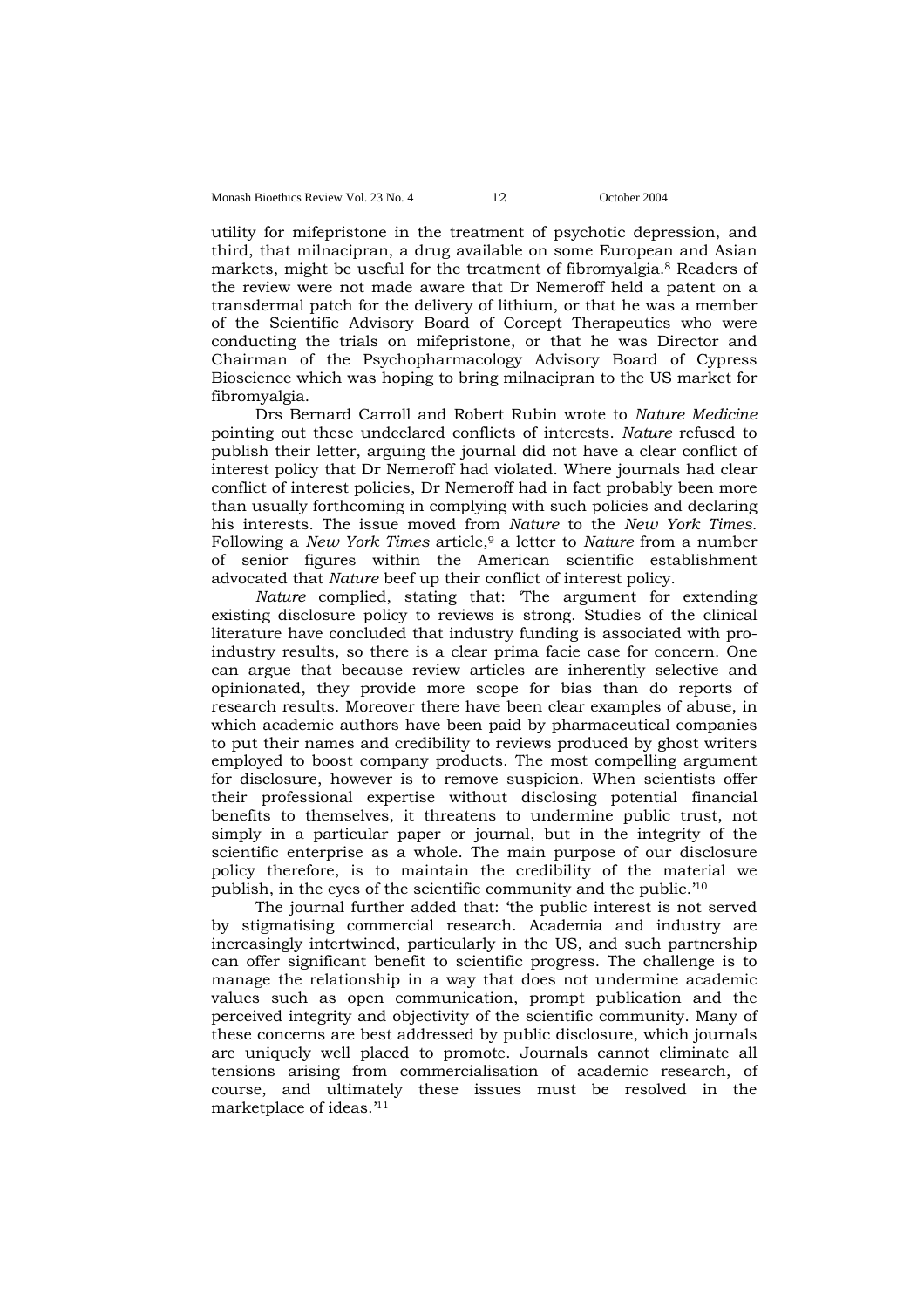utility for mifepristone in the treatment of psychotic depression, and third, that milnacipran, a drug available on some European and Asian markets, might be useful for the treatment of fibromyalgia.[8] Readers of the review were not made aware that Dr Nemeroff held a patent on a transdermal patch for the delivery of lithium, or that he was a member of the Scientific Advisory Board of Corcept Therapeutics who were conducting the trials on mifepristone, or that he was Director and Chairman of the Psychopharmacology Advisory Board of Cypress Bioscience which was hoping to bring milnacipran to the US market for fibromyalgia.

Drs Bernard Carroll and Robert Rubin wrote to *Nature Medicine* pointing out these undeclared conflicts of interests. *Nature* refused to publish their letter, arguing the journal did not have a clear conflict of interest policy that Dr Nemeroff had violated. Where journals had clear conflict of interest policies, Dr Nemeroff had in fact probably been more than usually forthcoming in complying with such policies and declaring his interests. The issue moved from *Nature* to the *New York Times*. Following a *New York Times* article,[9] a letter to *Nature* from a number of senior figures within the American scientific establishment advocated that *Nature* beef up their conflict of interest policy.

*Nature* complied, stating that: 'The argument for extending existing disclosure policy to reviews is strong. Studies of the clinical literature have concluded that industry funding is associated with pro-industry results, so there is a clear prima facie case for concern. One can argue that because review articles are inherently selective and opinionated, they provide more scope for bias than do reports of research results. Moreover there have been clear examples of abuse, in which academic authors have been paid by pharmaceutical companies to put their names and credibility to reviews produced by ghost writers employed to boost company products. The most compelling argument for disclosure, however is to remove suspicion. When scientists offer their professional expertise without disclosing potential financial benefits to themselves, it threatens to undermine public trust, not simply in a particular paper or journal, but in the integrity of the scientific enterprise as a whole. The main purpose of our disclosure policy therefore, is to maintain the credibility of the material we publish, in the eyes of the scientific community and the public.'[10]

The journal further added that: 'the public interest is not served by stigmatising commercial research. Academia and industry are increasingly intertwined, particularly in the US, and such partnership can offer significant benefit to scientific progress. The challenge is to manage the relationship in a way that does not undermine academic values such as open communication, prompt publication and the perceived integrity and objectivity of the scientific community. Many of these concerns are best addressed by public disclosure, which journals are uniquely well placed to promote. Journals cannot eliminate all tensions arising from commercialisation of academic research, of course, and ultimately these issues must be resolved in the marketplace of ideas.'[11]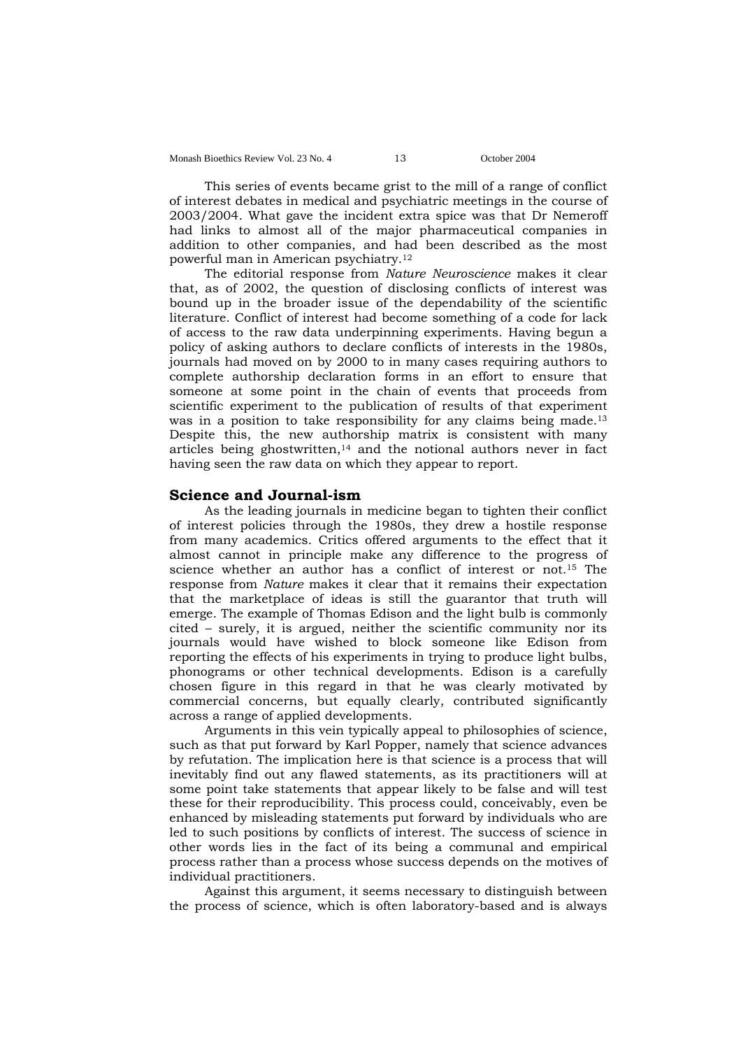This series of events became grist to the mill of a range of conflict of interest debates in medical and psychiatric meetings in the course of 2003/2004. What gave the incident extra spice was that Dr Nemeroff had links to almost all of the major pharmaceutical companies in addition to other companies, and had been described as the most powerful man in American psychiatry.[12]

The editorial response from *Nature Neuroscience* makes it clear that, as of 2002, the question of disclosing conflicts of interest was bound up in the broader issue of the dependability of the scientific literature. Conflict of interest had become something of a code for lack of access to the raw data underpinning experiments. Having begun a policy of asking authors to declare conflicts of interests in the 1980s, journals had moved on by 2000 to in many cases requiring authors to complete authorship declaration forms in an effort to ensure that someone at some point in the chain of events that proceeds from scientific experiment to the publication of results of that experiment was in a position to take responsibility for any claims being made.[13] Despite this, the new authorship matrix is consistent with many articles being ghostwritten,[14] and the notional authors never in fact having seen the raw data on which they appear to report.

## Science and Journal-ism

As the leading journals in medicine began to tighten their conflict of interest policies through the 1980s, they drew a hostile response from many academics. Critics offered arguments to the effect that it almost cannot in principle make any difference to the progress of science whether an author has a conflict of interest or not.[15] The response from *Nature* makes it clear that it remains their expectation that the marketplace of ideas is still the guarantor that truth will emerge. The example of Thomas Edison and the light bulb is commonly cited – surely, it is argued, neither the scientific community nor its journals would have wished to block someone like Edison from reporting the effects of his experiments in trying to produce light bulbs, phonograms or other technical developments. Edison is a carefully chosen figure in this regard in that he was clearly motivated by commercial concerns, but equally clearly, contributed significantly across a range of applied developments.

Arguments in this vein typically appeal to philosophies of science, such as that put forward by Karl Popper, namely that science advances by refutation. The implication here is that science is a process that will inevitably find out any flawed statements, as its practitioners will at some point take statements that appear likely to be false and will test these for their reproducibility. This process could, conceivably, even be enhanced by misleading statements put forward by individuals who are led to such positions by conflicts of interest. The success of science in other words lies in the fact of its being a communal and empirical process rather than a process whose success depends on the motives of individual practitioners.

Against this argument, it seems necessary to distinguish between the process of science, which is often laboratory-based and is always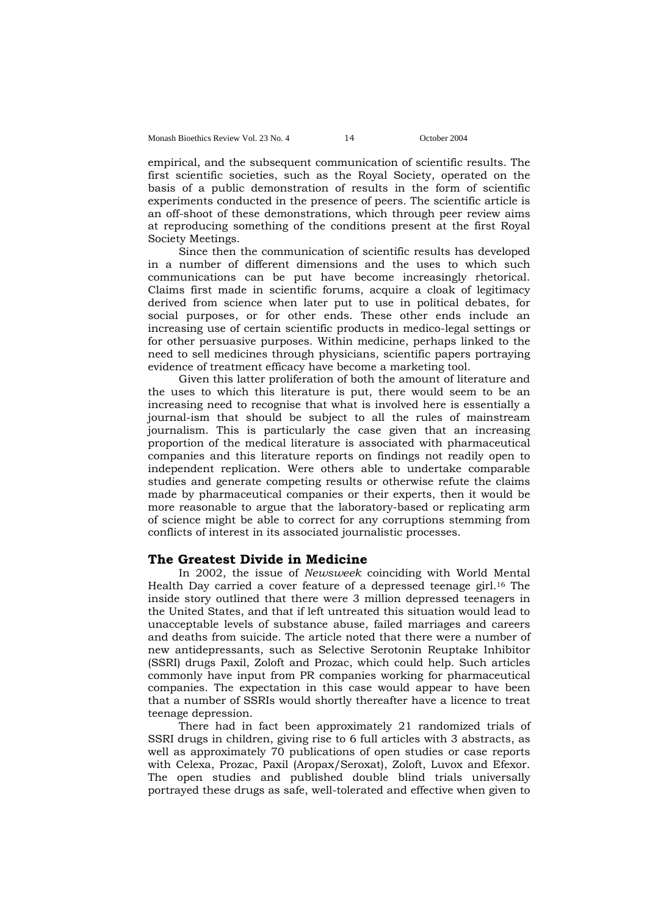empirical, and the subsequent communication of scientific results. The first scientific societies, such as the Royal Society, operated on the basis of a public demonstration of results in the form of scientific experiments conducted in the presence of peers. The scientific article is an off-shoot of these demonstrations, which through peer review aims at reproducing something of the conditions present at the first Royal Society Meetings.

Since then the communication of scientific results has developed in a number of different dimensions and the uses to which such communications can be put have become increasingly rhetorical. Claims first made in scientific forums, acquire a cloak of legitimacy derived from science when later put to use in political debates, for social purposes, or for other ends. These other ends include an increasing use of certain scientific products in medico-legal settings or for other persuasive purposes. Within medicine, perhaps linked to the need to sell medicines through physicians, scientific papers portraying evidence of treatment efficacy have become a marketing tool.

Given this latter proliferation of both the amount of literature and the uses to which this literature is put, there would seem to be an increasing need to recognise that what is involved here is essentially a journal-ism that should be subject to all the rules of mainstream journalism. This is particularly the case given that an increasing proportion of the medical literature is associated with pharmaceutical companies and this literature reports on findings not readily open to independent replication. Were others able to undertake comparable studies and generate competing results or otherwise refute the claims made by pharmaceutical companies or their experts, then it would be more reasonable to argue that the laboratory-based or replicating arm of science might be able to correct for any corruptions stemming from conflicts of interest in its associated journalistic processes.

## The Greatest Divide in Medicine

In 2002, the issue of *Newsweek* coinciding with World Mental Health Day carried a cover feature of a depressed teenage girl.[16] The inside story outlined that there were 3 million depressed teenagers in the United States, and that if left untreated this situation would lead to unacceptable levels of substance abuse, failed marriages and careers and deaths from suicide. The article noted that there were a number of new antidepressants, such as Selective Serotonin Reuptake Inhibitor (SSRI) drugs Paxil, Zoloft and Prozac, which could help. Such articles commonly have input from PR companies working for pharmaceutical companies. The expectation in this case would appear to have been that a number of SSRIs would shortly thereafter have a licence to treat teenage depression.

There had in fact been approximately 21 randomized trials of SSRI drugs in children, giving rise to 6 full articles with 3 abstracts, as well as approximately 70 publications of open studies or case reports with Celexa, Prozac, Paxil (Aropax/Seroxat), Zoloft, Luvox and Efexor. The open studies and published double blind trials universally portrayed these drugs as safe, well-tolerated and effective when given to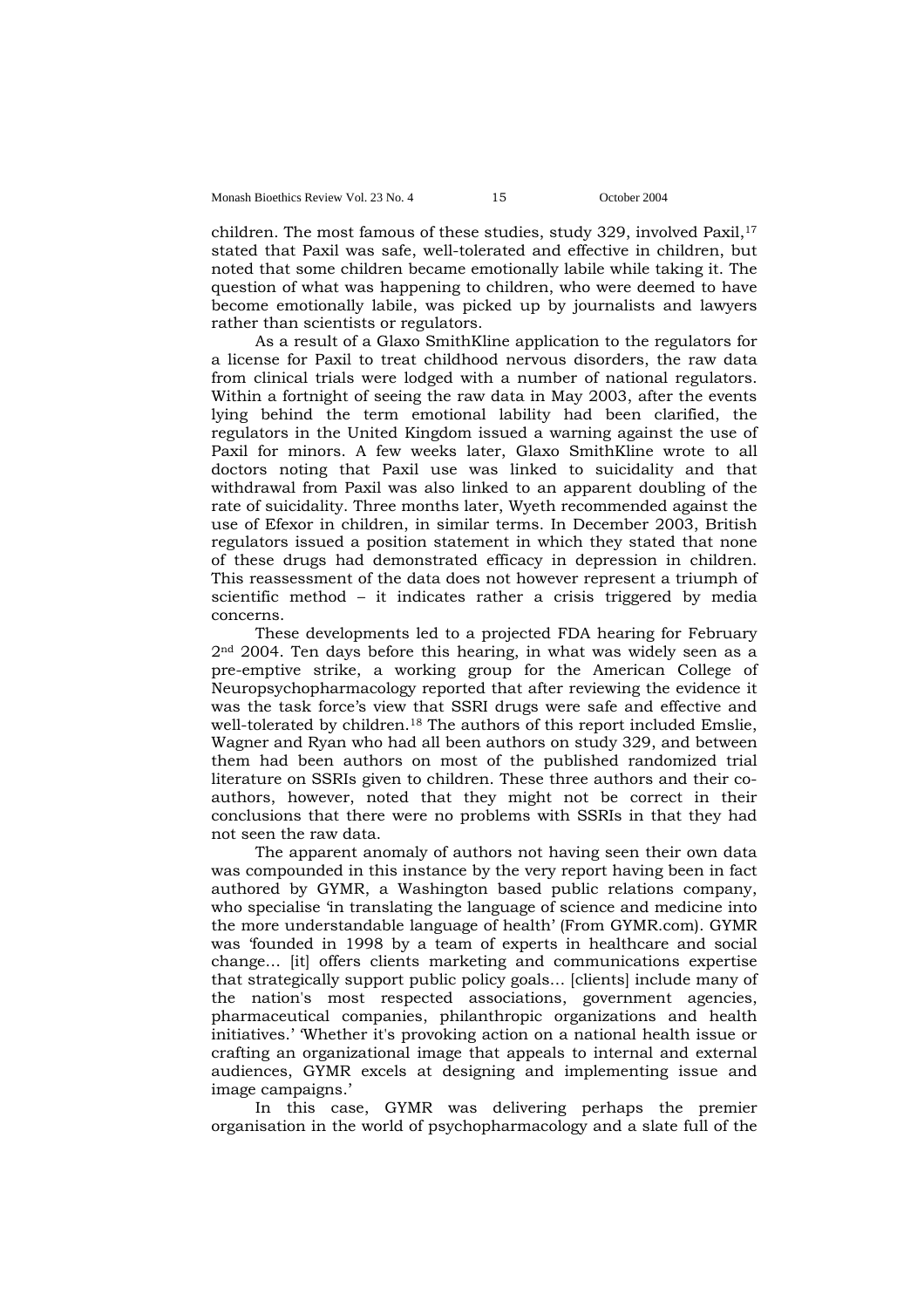children. The most famous of these studies, study 329, involved Paxil,[17] stated that Paxil was safe, well-tolerated and effective in children, but noted that some children became emotionally labile while taking it. The question of what was happening to children, who were deemed to have become emotionally labile, was picked up by journalists and lawyers rather than scientists or regulators.

As a result of a Glaxo SmithKline application to the regulators for a license for Paxil to treat childhood nervous disorders, the raw data from clinical trials were lodged with a number of national regulators. Within a fortnight of seeing the raw data in May 2003, after the events lying behind the term emotional lability had been clarified, the regulators in the United Kingdom issued a warning against the use of Paxil for minors. A few weeks later, Glaxo SmithKline wrote to all doctors noting that Paxil use was linked to suicidality and that withdrawal from Paxil was also linked to an apparent doubling of the rate of suicidality. Three months later, Wyeth recommended against the use of Efexor in children, in similar terms. In December 2003, British regulators issued a position statement in which they stated that none of these drugs had demonstrated efficacy in depression in children. This reassessment of the data does not however represent a triumph of scientific method – it indicates rather a crisis triggered by media concerns.

These developments led to a projected FDA hearing for February 2nd 2004. Ten days before this hearing, in what was widely seen as a pre-emptive strike, a working group for the American College of Neuropsychopharmacology reported that after reviewing the evidence it was the task force's view that SSRI drugs were safe and effective and well-tolerated by children.[18] The authors of this report included Emslie, Wagner and Ryan who had all been authors on study 329, and between them had been authors on most of the published randomized trial literature on SSRIs given to children. These three authors and their co-authors, however, noted that they might not be correct in their conclusions that there were no problems with SSRIs in that they had not seen the raw data.

The apparent anomaly of authors not having seen their own data was compounded in this instance by the very report having been in fact authored by GYMR, a Washington based public relations company, who specialise 'in translating the language of science and medicine into the more understandable language of health' (From GYMR.com). GYMR was 'founded in 1998 by a team of experts in healthcare and social change... [it] offers clients marketing and communications expertise that strategically support public policy goals… [clients] include many of the nation's most respected associations, government agencies, pharmaceutical companies, philanthropic organizations and health initiatives.' 'Whether it's provoking action on a national health issue or crafting an organizational image that appeals to internal and external audiences, GYMR excels at designing and implementing issue and image campaigns.'

In this case, GYMR was delivering perhaps the premier organisation in the world of psychopharmacology and a slate full of the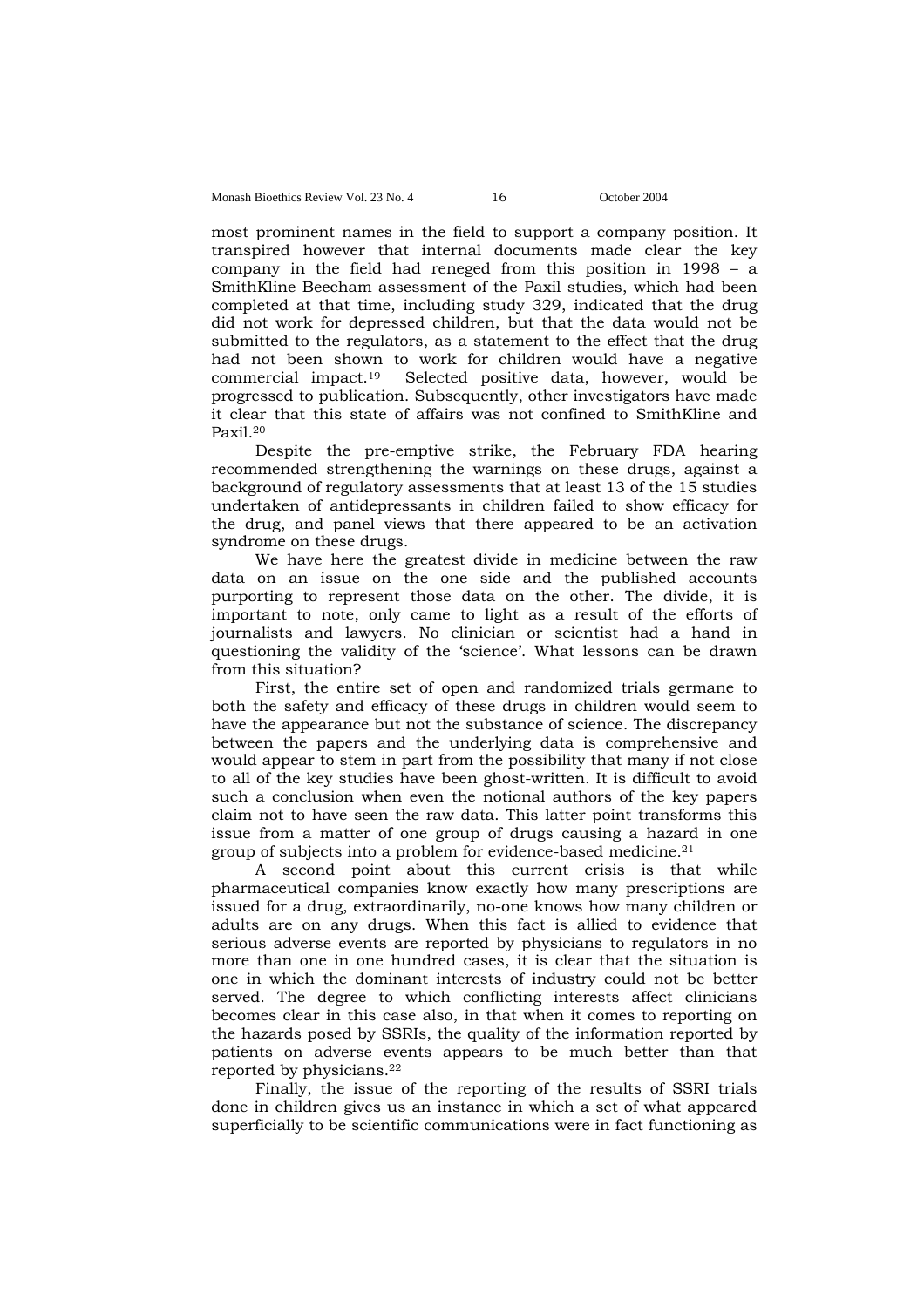most prominent names in the field to support a company position. It transpired however that internal documents made clear the key company in the field had reneged from this position in 1998 – a SmithKline Beecham assessment of the Paxil studies, which had been completed at that time, including study 329, indicated that the drug did not work for depressed children, but that the data would not be submitted to the regulators, as a statement to the effect that the drug had not been shown to work for children would have a negative commercial impact.[19] Selected positive data, however, would be progressed to publication. Subsequently, other investigators have made it clear that this state of affairs was not confined to SmithKline and Paxil.[20]

Despite the pre-emptive strike, the February FDA hearing recommended strengthening the warnings on these drugs, against a background of regulatory assessments that at least 13 of the 15 studies undertaken of antidepressants in children failed to show efficacy for the drug, and panel views that there appeared to be an activation syndrome on these drugs.

We have here the greatest divide in medicine between the raw data on an issue on the one side and the published accounts purporting to represent those data on the other. The divide, it is important to note, only came to light as a result of the efforts of journalists and lawyers. No clinician or scientist had a hand in questioning the validity of the 'science'. What lessons can be drawn from this situation?

First, the entire set of open and randomized trials germane to both the safety and efficacy of these drugs in children would seem to have the appearance but not the substance of science. The discrepancy between the papers and the underlying data is comprehensive and would appear to stem in part from the possibility that many if not close to all of the key studies have been ghost-written. It is difficult to avoid such a conclusion when even the notional authors of the key papers claim not to have seen the raw data. This latter point transforms this issue from a matter of one group of drugs causing a hazard in one group of subjects into a problem for evidence-based medicine.[21]

A second point about this current crisis is that while pharmaceutical companies know exactly how many prescriptions are issued for a drug, extraordinarily, no-one knows how many children or adults are on any drugs. When this fact is allied to evidence that serious adverse events are reported by physicians to regulators in no more than one in one hundred cases, it is clear that the situation is one in which the dominant interests of industry could not be better served. The degree to which conflicting interests affect clinicians becomes clear in this case also, in that when it comes to reporting on the hazards posed by SSRIs, the quality of the information reported by patients on adverse events appears to be much better than that reported by physicians.[22]

Finally, the issue of the reporting of the results of SSRI trials done in children gives us an instance in which a set of what appeared superficially to be scientific communications were in fact functioning as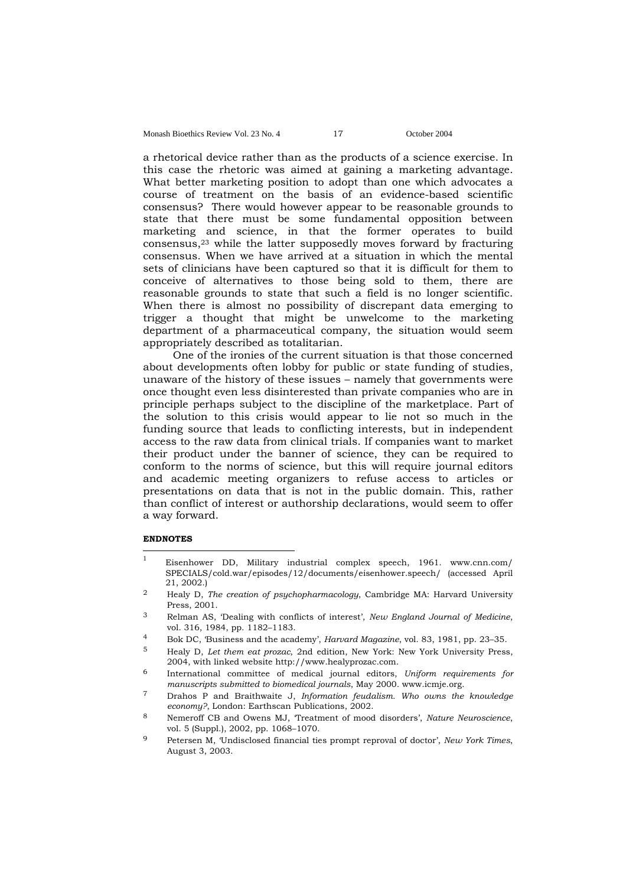a rhetorical device rather than as the products of a science exercise. In this case the rhetoric was aimed at gaining a marketing advantage. What better marketing position to adopt than one which advocates a course of treatment on the basis of an evidence-based scientific consensus? There would however appear to be reasonable grounds to state that there must be some fundamental opposition between marketing and science, in that the former operates to build consensus,[23] while the latter supposedly moves forward by fracturing consensus. When we have arrived at a situation in which the mental sets of clinicians have been captured so that it is difficult for them to conceive of alternatives to those being sold to them, there are reasonable grounds to state that such a field is no longer scientific. When there is almost no possibility of discrepant data emerging to trigger a thought that might be unwelcome to the marketing department of a pharmaceutical company, the situation would seem appropriately described as totalitarian.

One of the ironies of the current situation is that those concerned about developments often lobby for public or state funding of studies, unaware of the history of these issues – namely that governments were once thought even less disinterested than private companies who are in principle perhaps subject to the discipline of the marketplace. Part of the solution to this crisis would appear to lie not so much in the funding source that leads to conflicting interests, but in independent access to the raw data from clinical trials. If companies want to market their product under the banner of science, they can be required to conform to the norms of science, but this will require journal editors and academic meeting organizers to refuse access to articles or presentations on data that is not in the public domain. This, rather than conflict of interest or authorship declarations, would seem to offer a way forward.

**ENDNOTES**

1. Eisenhower DD, Military industrial complex speech, 1961. www.cnn.com/SPECIALS/cold.war/episodes/12/documents/eisenhower.speech/ (accessed April 21, 2002.)
2. Healy D, *The creation of psychopharmacology*, Cambridge MA: Harvard University Press, 2001.
3. Relman AS, 'Dealing with conflicts of interest', *New England Journal of Medicine*, vol. 316, 1984, pp. 1182–1183.
4. Bok DC, 'Business and the academy', *Harvard Magazine*, vol. 83, 1981, pp. 23–35.
5. Healy D, *Let them eat prozac*, 2nd edition, New York: New York University Press, 2004, with linked website http://www.healyprozac.com.
6. International committee of medical journal editors, *Uniform requirements for manuscripts submitted to biomedical journals*, May 2000. www.icmje.org.
7. Drahos P and Braithwaite J, *Information feudalism. Who owns the knowledge economy?*, London: Earthscan Publications, 2002.
8. Nemeroff CB and Owens MJ, 'Treatment of mood disorders', *Nature Neuroscience*, vol. 5 (Suppl.), 2002, pp. 1068–1070.
9. Petersen M, 'Undisclosed financial ties prompt reproval of doctor', *New York Times*, August 3, 2003.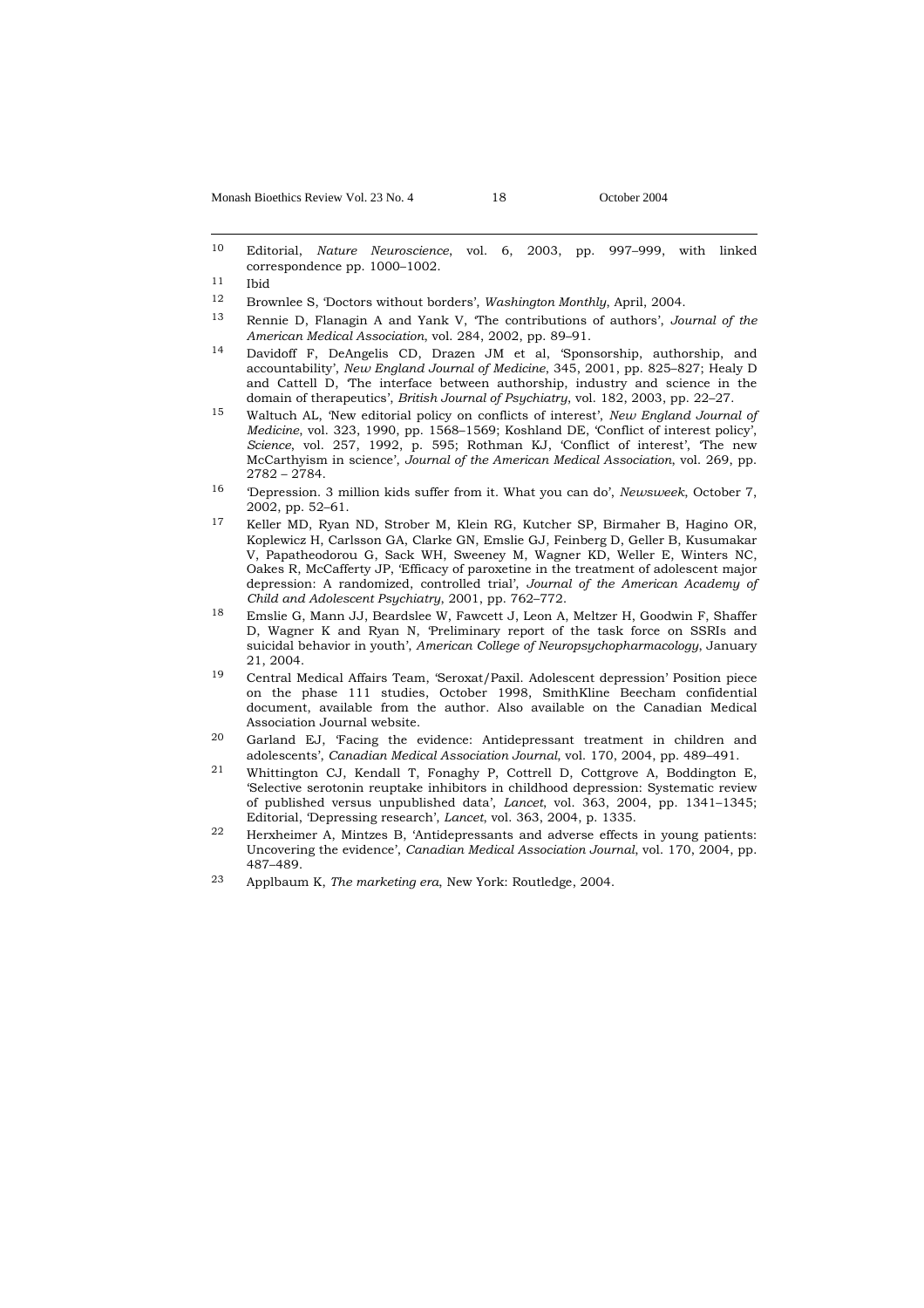10 Editorial, *Nature Neuroscience*, vol. 6, 2003, pp. 997–999, with linked correspondence pp. 1000–1002.

11 Ibid

12 Brownlee S, 'Doctors without borders', *Washington Monthly*, April, 2004.

13 Rennie D, Flanagin A and Yank V, 'The contributions of authors', *Journal of the American Medical Association*, vol. 284, 2002, pp. 89–91.

14 Davidoff F, DeAngelis CD, Drazen JM et al, 'Sponsorship, authorship, and accountability', *New England Journal of Medicine*, 345, 2001, pp. 825–827; Healy D and Cattell D, 'The interface between authorship, industry and science in the domain of therapeutics', *British Journal of Psychiatry*, vol. 182, 2003, pp. 22–27.

15 Waltuch AL, 'New editorial policy on conflicts of interest', *New England Journal of Medicine*, vol. 323, 1990, pp. 1568–1569; Koshland DE, 'Conflict of interest policy', *Science*, vol. 257, 1992, p. 595; Rothman KJ, 'Conflict of interest', 'The new McCarthyism in science', *Journal of the American Medical Association*, vol. 269, pp. 2782 – 2784.

16 'Depression. 3 million kids suffer from it. What you can do', *Newsweek*, October 7, 2002, pp. 52–61.

17 Keller MD, Ryan ND, Strober M, Klein RG, Kutcher SP, Birmaher B, Hagino OR, Koplewicz H, Carlsson GA, Clarke GN, Emslie GJ, Feinberg D, Geller B, Kusumakar V, Papatheodorou G, Sack WH, Sweeney M, Wagner KD, Weller E, Winters NC, Oakes R, McCafferty JP, 'Efficacy of paroxetine in the treatment of adolescent major depression: A randomized, controlled trial', *Journal of the American Academy of Child and Adolescent Psychiatry*, 2001, pp. 762–772.

18 Emslie G, Mann JJ, Beardslee W, Fawcett J, Leon A, Meltzer H, Goodwin F, Shaffer D, Wagner K and Ryan N, 'Preliminary report of the task force on SSRIs and suicidal behavior in youth', *American College of Neuropsychopharmacology*, January 21, 2004.

19 Central Medical Affairs Team, 'Seroxat/Paxil. Adolescent depression' Position piece on the phase 111 studies, October 1998, SmithKline Beecham confidential document, available from the author. Also available on the Canadian Medical Association Journal website.

20 Garland EJ, 'Facing the evidence: Antidepressant treatment in children and adolescents', *Canadian Medical Association Journal*, vol. 170, 2004, pp. 489–491.

21 Whittington CJ, Kendall T, Fonaghy P, Cottrell D, Cottgrove A, Boddington E, 'Selective serotonin reuptake inhibitors in childhood depression: Systematic review of published versus unpublished data', *Lancet*, vol. 363, 2004, pp. 1341–1345; Editorial, 'Depressing research', *Lancet*, vol. 363, 2004, p. 1335.

22 Herxheimer A, Mintzes B, 'Antidepressants and adverse effects in young patients: Uncovering the evidence', *Canadian Medical Association Journal*, vol. 170, 2004, pp. 487–489.

23 Applbaum K, *The marketing era*, New York: Routledge, 2004.